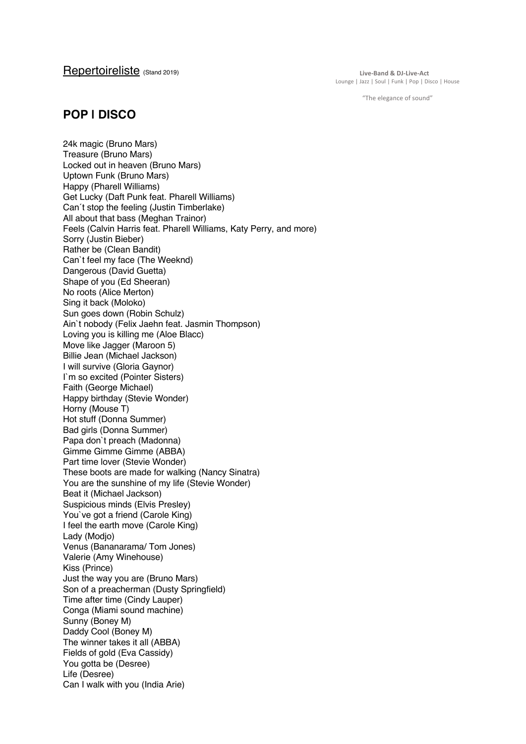Repertoireliste (Stand 2019)

**Live-Band & DJ-Live-Act**
Lounge | Jazz | Soul | Funk | Pop | Disco | House

"The elegance of sound"

## POP I DISCO

24k magic (Bruno Mars)
Treasure (Bruno Mars)
Locked out in heaven (Bruno Mars)
Uptown Funk (Bruno Mars)
Happy (Pharell Williams)
Get Lucky (Daft Punk feat. Pharell Williams)
Can´t stop the feeling (Justin Timberlake)
All about that bass (Meghan Trainor)
Feels (Calvin Harris feat. Pharell Williams, Katy Perry, and more)
Sorry (Justin Bieber)
Rather be (Clean Bandit)
Can`t feel my face (The Weeknd)
Dangerous (David Guetta)
Shape of you (Ed Sheeran)
No roots (Alice Merton)
Sing it back (Moloko)
Sun goes down (Robin Schulz)
Ain`t nobody (Felix Jaehn feat. Jasmin Thompson)
Loving you is killing me (Aloe Blacc)
Move like Jagger (Maroon 5)
Billie Jean (Michael Jackson)
I will survive (Gloria Gaynor)
I`m so excited (Pointer Sisters)
Faith (George Michael)
Happy birthday (Stevie Wonder)
Horny (Mouse T)
Hot stuff (Donna Summer)
Bad girls (Donna Summer)
Papa don`t preach (Madonna)
Gimme Gimme Gimme (ABBA)
Part time lover (Stevie Wonder)
These boots are made for walking (Nancy Sinatra)
You are the sunshine of my life (Stevie Wonder)
Beat it (Michael Jackson)
Suspicious minds (Elvis Presley)
You`ve got a friend (Carole King)
I feel the earth move (Carole King)
Lady (Modjo)
Venus (Bananarama/ Tom Jones)
Valerie (Amy Winehouse)
Kiss (Prince)
Just the way you are (Bruno Mars)
Son of a preacherman (Dusty Springfield)
Time after time (Cindy Lauper)
Conga (Miami sound machine)
Sunny (Boney M)
Daddy Cool (Boney M)
The winner takes it all (ABBA)
Fields of gold (Eva Cassidy)
You gotta be (Desree)
Life (Desree)
Can I walk with you (India Arie)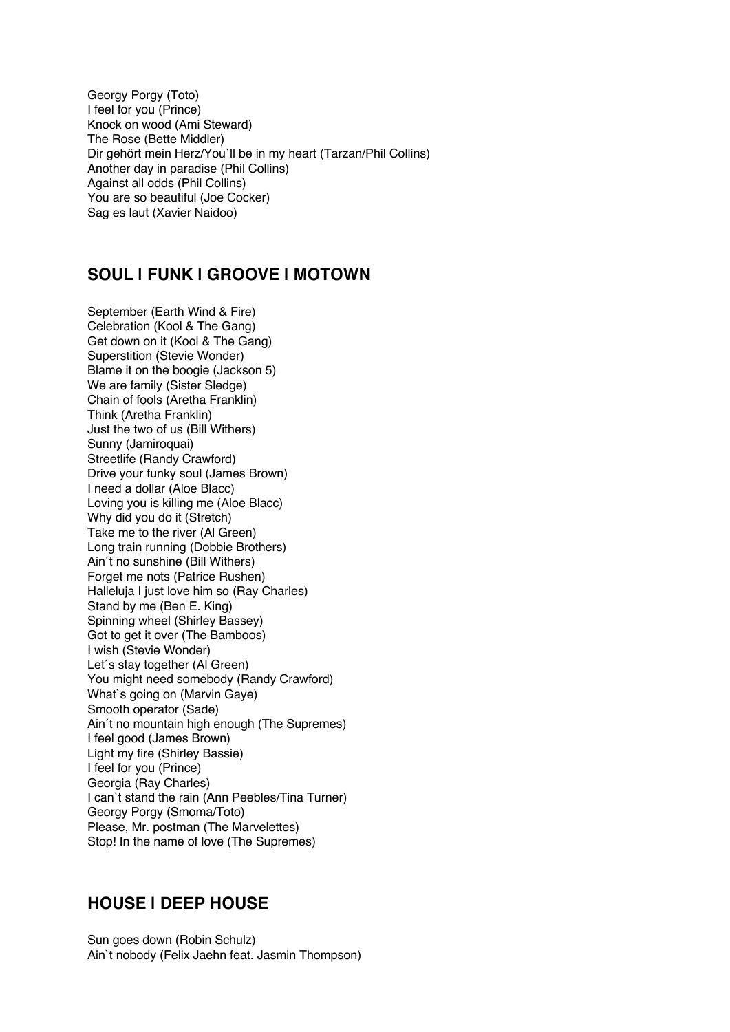Georgy Porgy (Toto)
I feel for you (Prince)
Knock on wood (Ami Steward)
The Rose (Bette Middler)
Dir gehört mein Herz/You`ll be in my heart (Tarzan/Phil Collins)
Another day in paradise (Phil Collins)
Against all odds (Phil Collins)
You are so beautiful (Joe Cocker)
Sag es laut (Xavier Naidoo)

## SOUL I FUNK I GROOVE I MOTOWN

September (Earth Wind & Fire)
Celebration (Kool & The Gang)
Get down on it (Kool & The Gang)
Superstition (Stevie Wonder)
Blame it on the boogie (Jackson 5)
We are family (Sister Sledge)
Chain of fools (Aretha Franklin)
Think (Aretha Franklin)
Just the two of us (Bill Withers)
Sunny (Jamiroquai)
Streetlife (Randy Crawford)
Drive your funky soul (James Brown)
I need a dollar (Aloe Blacc)
Loving you is killing me (Aloe Blacc)
Why did you do it (Stretch)
Take me to the river (Al Green)
Long train running (Dobbie Brothers)
Ain´t no sunshine (Bill Withers)
Forget me nots (Patrice Rushen)
Halleluja I just love him so (Ray Charles)
Stand by me (Ben E. King)
Spinning wheel (Shirley Bassey)
Got to get it over (The Bamboos)
I wish (Stevie Wonder)
Let´s stay together (Al Green)
You might need somebody (Randy Crawford)
What`s going on (Marvin Gaye)
Smooth operator (Sade)
Ain´t no mountain high enough (The Supremes)
I feel good (James Brown)
Light my fire (Shirley Bassie)
I feel for you (Prince)
Georgia (Ray Charles)
I can`t stand the rain (Ann Peebles/Tina Turner)
Georgy Porgy (Smoma/Toto)
Please, Mr. postman (The Marvelettes)
Stop! In the name of love (The Supremes)

## HOUSE I DEEP HOUSE

Sun goes down (Robin Schulz)
Ain`t nobody (Felix Jaehn feat. Jasmin Thompson)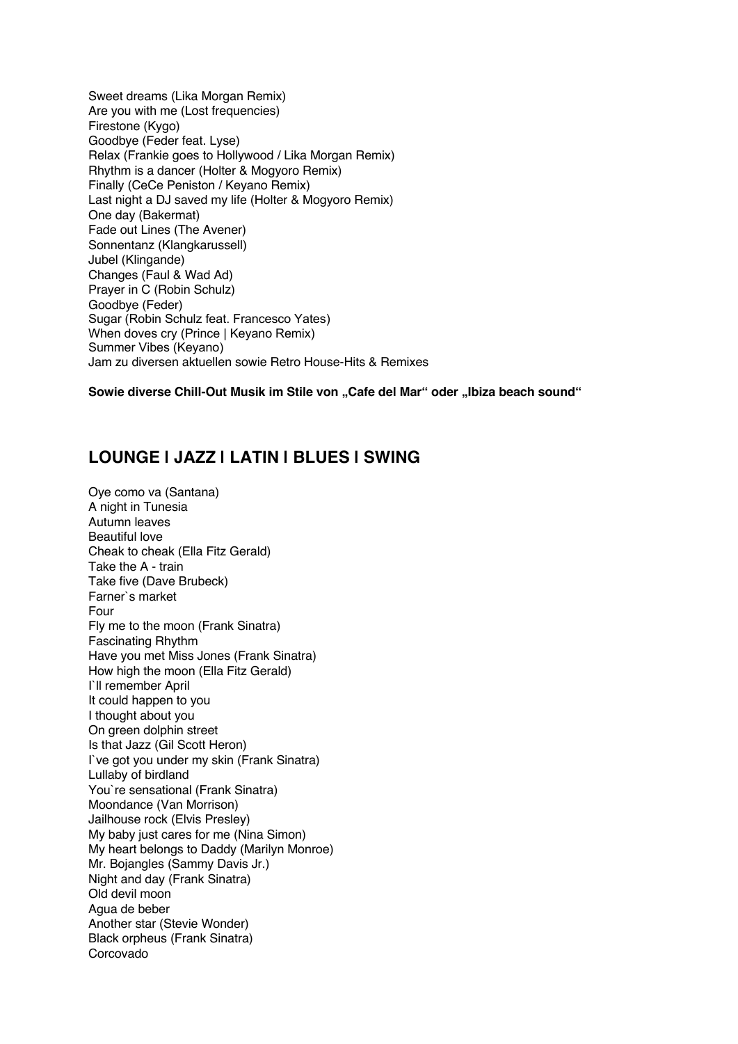Sweet dreams (Lika Morgan Remix)
Are you with me (Lost frequencies)
Firestone (Kygo)
Goodbye (Feder feat. Lyse)
Relax (Frankie goes to Hollywood / Lika Morgan Remix)
Rhythm is a dancer (Holter & Mogyoro Remix)
Finally (CeCe Peniston / Keyano Remix)
Last night a DJ saved my life (Holter & Mogyoro Remix)
One day (Bakermat)
Fade out Lines (The Avener)
Sonnentanz (Klangkarussell)
Jubel (Klingande)
Changes (Faul & Wad Ad)
Prayer in C (Robin Schulz)
Goodbye (Feder)
Sugar (Robin Schulz feat. Francesco Yates)
When doves cry (Prince | Keyano Remix)
Summer Vibes (Keyano)
Jam zu diversen aktuellen sowie Retro House-Hits & Remixes

**Sowie diverse Chill-Out Musik im Stile von „Cafe del Mar" oder „Ibiza beach sound"**

## LOUNGE I JAZZ I LATIN I BLUES I SWING

Oye como va (Santana)
A night in Tunesia
Autumn leaves
Beautiful love
Cheak to cheak (Ella Fitz Gerald)
Take the A - train
Take five (Dave Brubeck)
Farner`s market
Four
Fly me to the moon (Frank Sinatra)
Fascinating Rhythm
Have you met Miss Jones (Frank Sinatra)
How high the moon (Ella Fitz Gerald)
I`ll remember April
It could happen to you
I thought about you
On green dolphin street
Is that Jazz (Gil Scott Heron)
I`ve got you under my skin (Frank Sinatra)
Lullaby of birdland
You`re sensational (Frank Sinatra)
Moondance (Van Morrison)
Jailhouse rock (Elvis Presley)
My baby just cares for me (Nina Simon)
My heart belongs to Daddy (Marilyn Monroe)
Mr. Bojangles (Sammy Davis Jr.)
Night and day (Frank Sinatra)
Old devil moon
Agua de beber
Another star (Stevie Wonder)
Black orpheus (Frank Sinatra)
Corcovado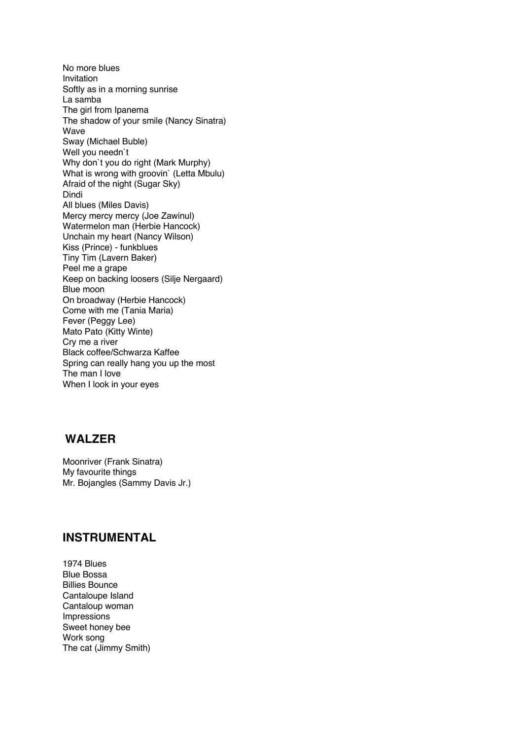No more blues
Invitation
Softly as in a morning sunrise
La samba
The girl from Ipanema
The shadow of your smile (Nancy Sinatra)
Wave
Sway (Michael Buble)
Well you needn`t
Why don`t you do right (Mark Murphy)
What is wrong with groovin` (Letta Mbulu)
Afraid of the night (Sugar Sky)
Dindi
All blues (Miles Davis)
Mercy mercy mercy (Joe Zawinul)
Watermelon man (Herbie Hancock)
Unchain my heart (Nancy Wilson)
Kiss (Prince) - funkblues
Tiny Tim (Lavern Baker)
Peel me a grape
Keep on backing loosers (Silje Nergaard)
Blue moon
On broadway (Herbie Hancock)
Come with me (Tania Maria)
Fever (Peggy Lee)
Mato Pato (Kitty Winte)
Cry me a river
Black coffee/Schwarza Kaffee
Spring can really hang you up the most
The man I love
When I look in your eyes

## WALZER

Moonriver (Frank Sinatra)
My favourite things
Mr. Bojangles (Sammy Davis Jr.)

## INSTRUMENTAL

1974 Blues
Blue Bossa
Billies Bounce
Cantaloupe Island
Cantaloup woman
Impressions
Sweet honey bee
Work song
The cat (Jimmy Smith)